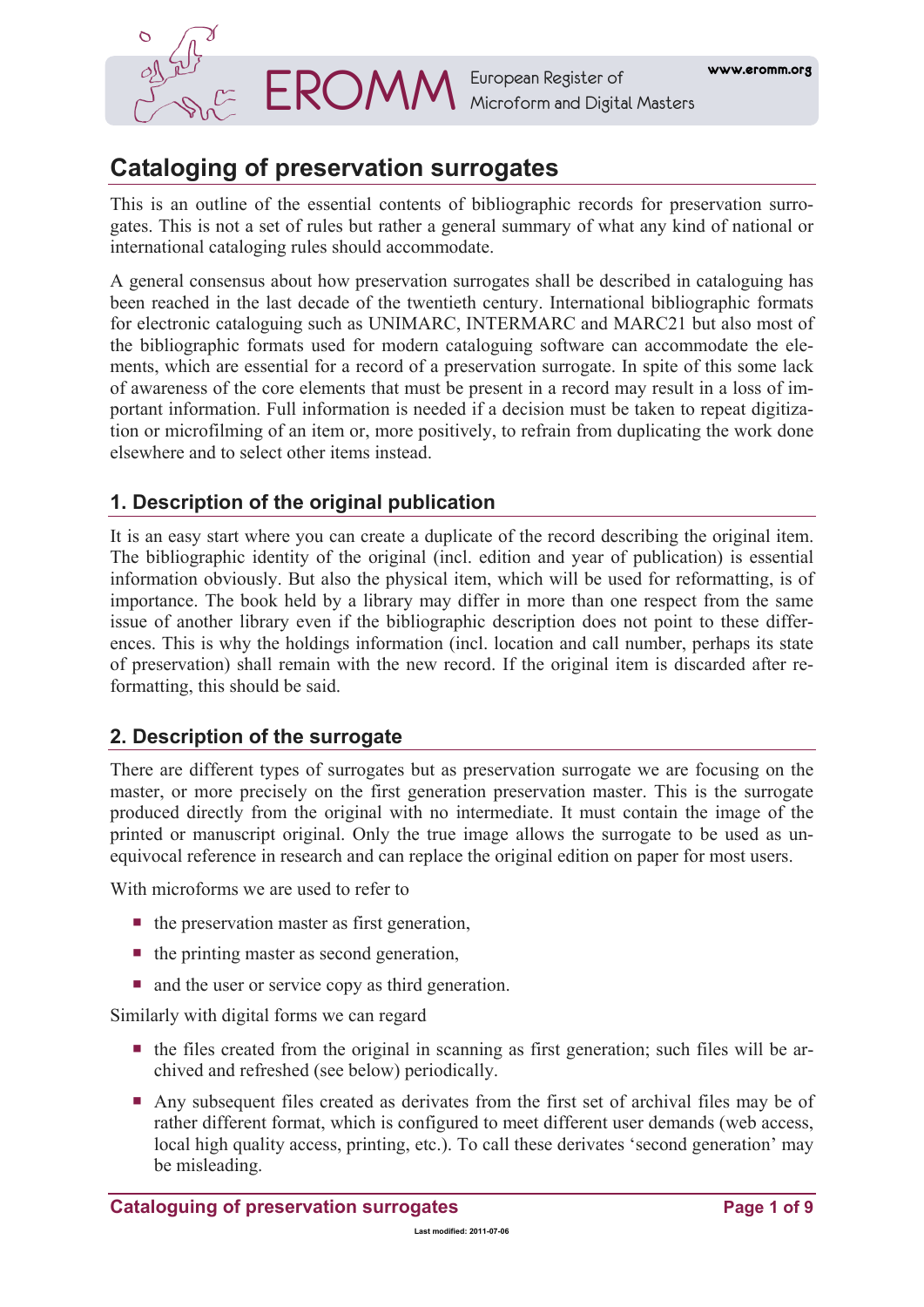# Cataloging of preservation surrogates

This is an outline of the essential contents of bibliographic records for preservation surrogates. This is not a set of rules but rather a general summary of what any kind of national or international cataloging rules should accommodate.

A general consensus about how preservation surrogates shall be described in cataloguing has been reached in the last decade of the twentieth century. International bibliographic formats for electronic cataloguing such as UNIMARC, INTERMARC and MARC21 but also most of the bibliographic formats used for modern cataloguing software can accommodate the elements, which are essential for a record of a preservation surrogate. In spite of this some lack of awareness of the core elements that must be present in a record may result in a loss of important information. Full information is needed if a decision must be taken to repeat digitization or microfilming of an item or, more positively, to refrain from duplicating the work done elsewhere and to select other items instead.

## 1. Description of the original publication

It is an easy start where you can create a duplicate of the record describing the original item. The bibliographic identity of the original (incl. edition and year of publication) is essential information obviously. But also the physical item, which will be used for reformatting, is of importance. The book held by a library may differ in more than one respect from the same issue of another library even if the bibliographic description does not point to these differences. This is why the holdings information (incl. location and call number, perhaps its state of preservation) shall remain with the new record. If the original item is discarded after reformatting, this should be said.

## 2. Description of the surrogate

There are different types of surrogates but as preservation surrogate we are focusing on the master, or more precisely on the first generation preservation master. This is the surrogate produced directly from the original with no intermediate. It must contain the image of the printed or manuscript original. Only the true image allows the surrogate to be used as unequivocal reference in research and can replace the original edition on paper for most users.

With microforms we are used to refer to

- the preservation master as first generation,
- the printing master as second generation,
- and the user or service copy as third generation.

Similarly with digital forms we can regard

- the files created from the original in scanning as first generation; such files will be archived and refreshed (see below) periodically.
- Any subsequent files created as derivates from the first set of archival files may be of rather different format, which is configured to meet different user demands (web access, local high quality access, printing, etc.). To call these derivates 'second generation' may be misleading.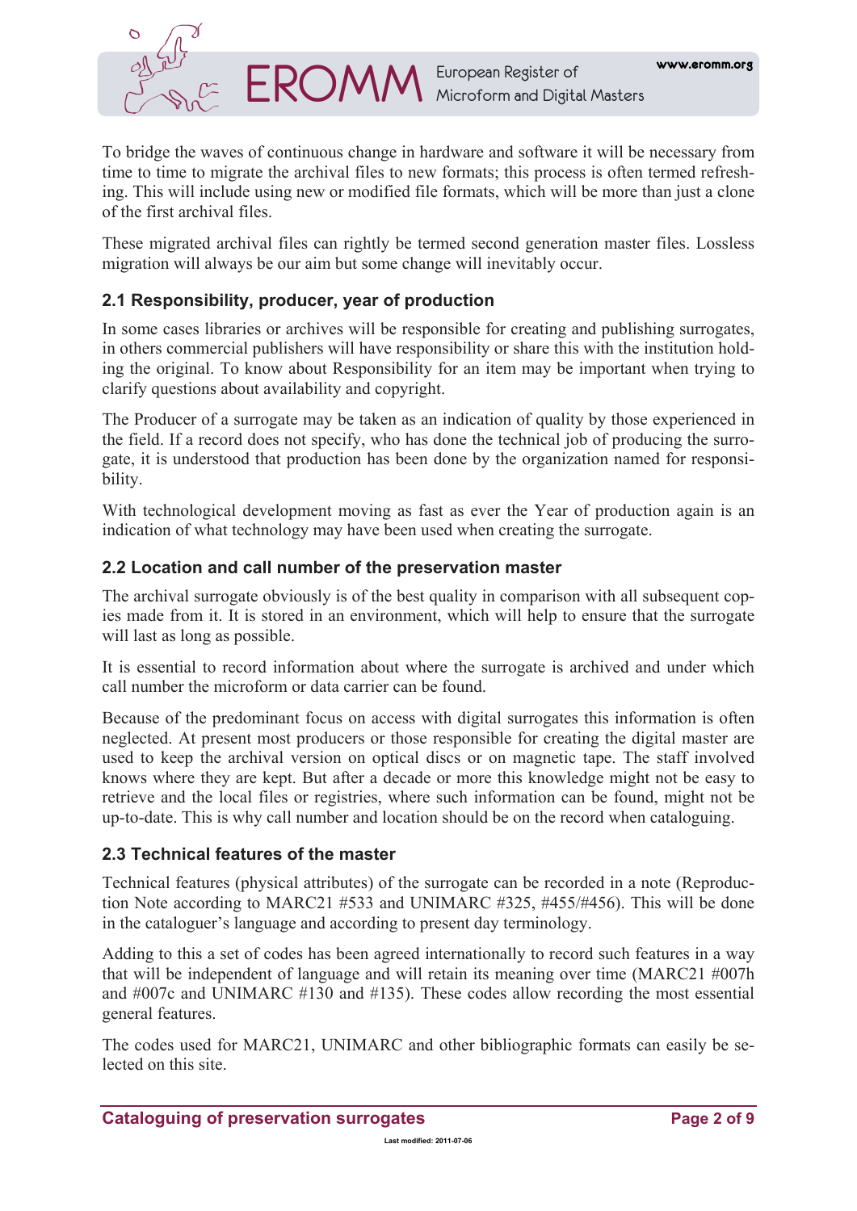To bridge the waves of continuous change in hardware and software it will be necessary from time to time to migrate the archival files to new formats; this process is often termed refreshing. This will include using new or modified file formats, which will be more than just a clone of the first archival files.

These migrated archival files can rightly be termed second generation master files. Lossless migration will always be our aim but some change will inevitably occur.

## 2.1 Responsibility, producer, year of production

In some cases libraries or archives will be responsible for creating and publishing surrogates, in others commercial publishers will have responsibility or share this with the institution holding the original. To know about Responsibility for an item may be important when trying to clarify questions about availability and copyright.

The Producer of a surrogate may be taken as an indication of quality by those experienced in the field. If a record does not specify, who has done the technical job of producing the surrogate, it is understood that production has been done by the organization named for responsibility.

With technological development moving as fast as ever the Year of production again is an indication of what technology may have been used when creating the surrogate.

## 2.2 Location and call number of the preservation master

The archival surrogate obviously is of the best quality in comparison with all subsequent copies made from it. It is stored in an environment, which will help to ensure that the surrogate will last as long as possible.

It is essential to record information about where the surrogate is archived and under which call number the microform or data carrier can be found.

Because of the predominant focus on access with digital surrogates this information is often neglected. At present most producers or those responsible for creating the digital master are used to keep the archival version on optical discs or on magnetic tape. The staff involved knows where they are kept. But after a decade or more this knowledge might not be easy to retrieve and the local files or registries, where such information can be found, might not be up-to-date. This is why call number and location should be on the record when cataloguing.

## 2.3 Technical features of the master

Technical features (physical attributes) of the surrogate can be recorded in a note (Reproduction Note according to MARC21 #533 and UNIMARC #325, #455/#456). This will be done in the cataloguer's language and according to present day terminology.

Adding to this a set of codes has been agreed internationally to record such features in a way that will be independent of language and will retain its meaning over time (MARC21 #007h and #007c and UNIMARC #130 and #135). These codes allow recording the most essential general features.

The codes used for MARC21, UNIMARC and other bibliographic formats can easily be selected on this site.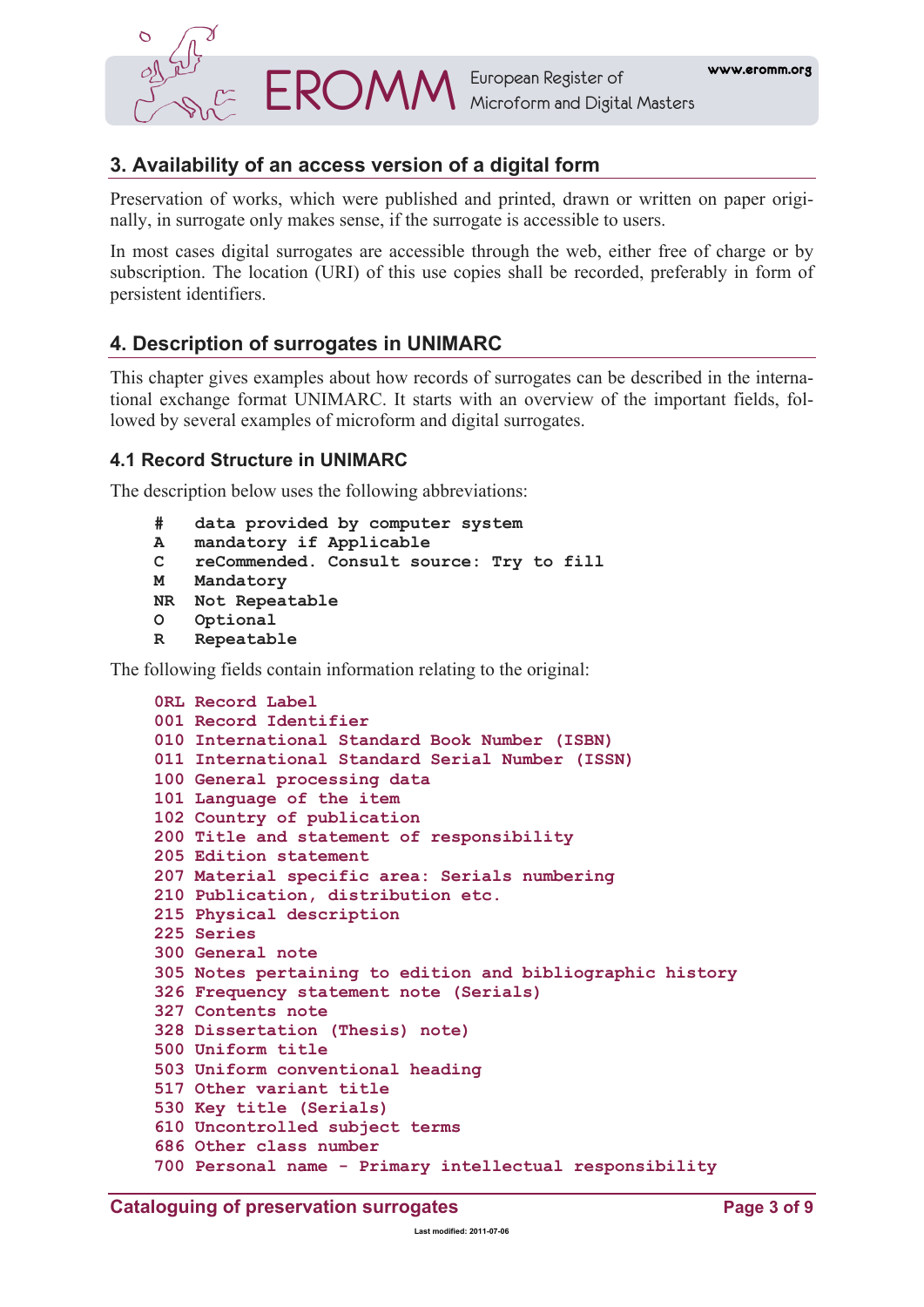## 3. Availability of an access version of a digital form

Preservation of works, which were published and printed, drawn or written on paper originally, in surrogate only makes sense, if the surrogate is accessible to users.

In most cases digital surrogates are accessible through the web, either free of charge or by subscription. The location (URI) of this use copies shall be recorded, preferably in form of persistent identifiers.

## 4. Description of surrogates in UNIMARC

This chapter gives examples about how records of surrogates can be described in the international exchange format UNIMARC. It starts with an overview of the important fields, followed by several examples of microform and digital surrogates.

### 4.1 Record Structure in UNIMARC

The description below uses the following abbreviations:

```
#    data provided by computer system
A    mandatory if Applicable
C    reCommended. Consult source: Try to fill
M    Mandatory
NR   Not Repeatable
O    Optional
R    Repeatable
```

The following fields contain information relating to the original:

```
0RL Record Label
001 Record Identifier
010 International Standard Book Number (ISBN)
011 International Standard Serial Number (ISSN)
100 General processing data
101 Language of the item
102 Country of publication
200 Title and statement of responsibility
205 Edition statement
207 Material specific area: Serials numbering
210 Publication, distribution etc.
215 Physical description
225 Series
300 General note
305 Notes pertaining to edition and bibliographic history
326 Frequency statement note (Serials)
327 Contents note
328 Dissertation (Thesis) note)
500 Uniform title
503 Uniform conventional heading
517 Other variant title
530 Key title (Serials)
610 Uncontrolled subject terms
686 Other class number
700 Personal name - Primary intellectual responsibility
```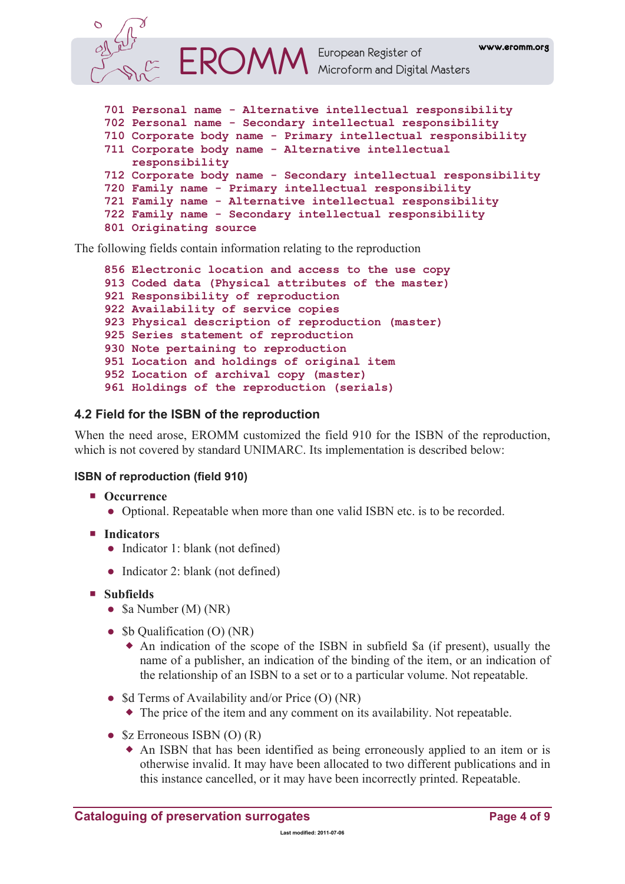```
701 Personal name - Alternative intellectual responsibility
702 Personal name - Secondary intellectual responsibility
710 Corporate body name - Primary intellectual responsibility
711 Corporate body name - Alternative intellectual
    responsibility
712 Corporate body name - Secondary intellectual responsibility
720 Family name - Primary intellectual responsibility
721 Family name - Alternative intellectual responsibility
722 Family name - Secondary intellectual responsibility
801 Originating source
```

The following fields contain information relating to the reproduction

```
856 Electronic location and access to the use copy
913 Coded data (Physical attributes of the master)
921 Responsibility of reproduction
922 Availability of service copies
923 Physical description of reproduction (master)
925 Series statement of reproduction
930 Note pertaining to reproduction
951 Location and holdings of original item
952 Location of archival copy (master)
961 Holdings of the reproduction (serials)
```

## 4.2 Field for the ISBN of the reproduction

When the need arose, EROMM customized the field 910 for the ISBN of the reproduction, which is not covered by standard UNIMARC. Its implementation is described below:

### ISBN of reproduction (field 910)

- **Occurrence**
  - Optional. Repeatable when more than one valid ISBN etc. is to be recorded.
- **Indicators**
  - Indicator 1: blank (not defined)
  - Indicator 2: blank (not defined)
- **Subfields**
  - $a Number (M) (NR)
  - $b Qualification (O) (NR)
    - An indication of the scope of the ISBN in subfield $a (if present), usually the name of a publisher, an indication of the binding of the item, or an indication of the relationship of an ISBN to a set or to a particular volume. Not repeatable.
  - $d Terms of Availability and/or Price (O) (NR)
    - The price of the item and any comment on its availability. Not repeatable.
  - $z Erroneous ISBN (O) (R)
    - An ISBN that has been identified as being erroneously applied to an item or is otherwise invalid. It may have been allocated to two different publications and in this instance cancelled, or it may have been incorrectly printed. Repeatable.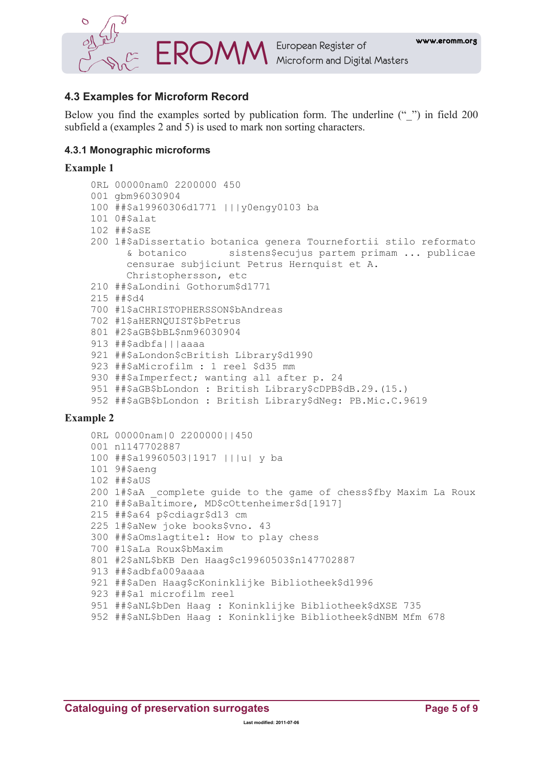### 4.3 Examples for Microform Record

Below you find the examples sorted by publication form. The underline ("_") in field 200 subfield a (examples 2 and 5) is used to mark non sorting characters.

#### 4.3.1 Monographic microforms

**Example 1**

```
0RL 00000nam0 2200000 450
001 gbm96030904
100 ##$a19960306d1771 |||y0engy0103 ba
101 0#$alat
102 ##$aSE
200 1#$aDissertatio botanica genera Tournefortii stilo reformato
      & botanico      sistens$ecujus partem primam ... publicae
      censurae subjiciunt Petrus Hernquist et A.
      Christophersson, etc
210 ##$aLondini Gothorum$d1771
215 ##$d4
700 #1$aCHRISTOPHERSSON$bAndreas
702 #1$aHERNQUIST$bPetrus
801 #2$aGB$bBL$nm96030904
913 ##$adbfa|||aaaa
921 ##$aLondon$cBritish Library$d1990
923 ##$aMicrofilm : 1 reel $d35 mm
930 ##$aImperfect; wanting all after p. 24
951 ##$aGB$bLondon : British Library$cDPB$dB.29.(15.)
952 ##$aGB$bLondon : British Library$dNeg: PB.Mic.C.9619
```

**Example 2**

```
0RL 00000nam|0 2200000||450
001 nl147702887
100 ##$a19960503|1917 |||u| y ba
101 9#$aeng
102 ##$aUS
200 1#$aA _complete guide to the game of chess$fby Maxim La Roux
210 ##$aBaltimore, MD$cOttenheimer$d[1917]
215 ##$a64 p$cdiagr$d13 cm
225 1#$aNew joke books$vno. 43
300 ##$aOmslagtitel: How to play chess
700 #1$aLa Roux$bMaxim
801 #2$aNL$bKB Den Haag$c19960503$n147702887
913 ##$adbfa009aaaa
921 ##$aDen Haag$cKoninklijke Bibliotheek$d1996
923 ##$a1 microfilm reel
951 ##$aNL$bDen Haag : Koninklijke Bibliotheek$dXSE 735
952 ##$aNL$bDen Haag : Koninklijke Bibliotheek$dNBM Mfm 678
```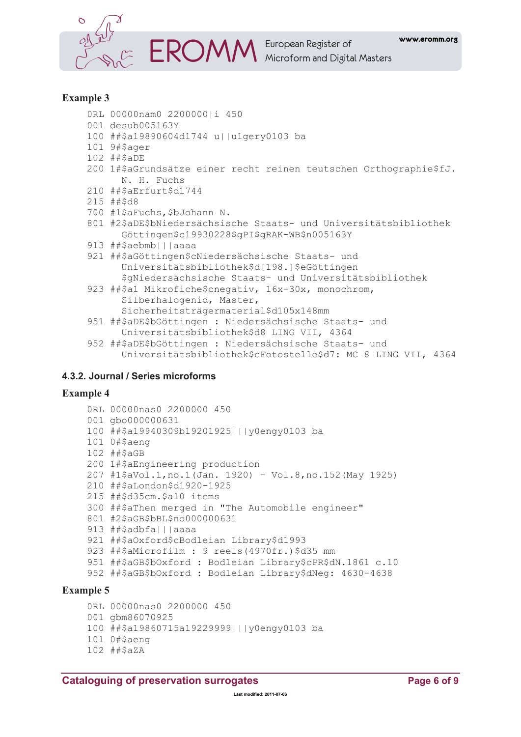### Example 3

```
0RL 00000nam0 2200000|i 450
001 desub005163Y
100 ##$a19890604d1744 u||u1gery0103 ba
101 9#$ager
102 ##$aDE
200 1#$aGrundsätze einer recht reinen teutschen Orthographie$fJ.
      N. H. Fuchs
210 ##$aErfurt$d1744
215 ##$d8
700 #1$aFuchs,$bJohann N.
801 #2$aDE$bNiedersächsische Staats- und Universitätsbibliothek
      Göttingen$c19930228$gPI$gRAK-WB$n005163Y
913 ##$aebmb|||aaaa
921 ##$aGöttingen$cNiedersächsische Staats- und
      Universitätsbibliothek$d[198.]$eGöttingen
      $gNiedersächsische Staats- und Universitätsbibliothek
923 ##$a1 Mikrofiche$cnegativ, 16x-30x, monochrom,
      Silberhalogenid, Master,
      Sicherheitsträgermaterial$d105x148mm
951 ##$aDE$bGöttingen : Niedersächsische Staats- und
      Universitätsbibliothek$d8 LING VII, 4364
952 ##$aDE$bGöttingen : Niedersächsische Staats- und
      Universitätsbibliothek$cFotostelle$d7: MC 8 LING VII, 4364
```

### 4.3.2. Journal / Series microforms

### Example 4

```
0RL 00000nas0 2200000 450
001 gbo000000631
100 ##$a19940309b19201925|||y0engy0103 ba
101 0#$aeng
102 ##$aGB
200 1#$aEngineering production
207 #1$aVol.1,no.1(Jan. 1920) - Vol.8,no.152(May 1925)
210 ##$aLondon$d1920-1925
215 ##$d35cm.$a10 items
300 ##$aThen merged in "The Automobile engineer"
801 #2$aGB$bBL$no000000631
913 ##$adbfa|||aaaa
921 ##$aOxford$cBodleian Library$d1993
923 ##$aMicrofilm : 9 reels(4970fr.)$d35 mm
951 ##$aGB$bOxford : Bodleian Library$cPR$dN.1861 c.10
952 ##$aGB$bOxford : Bodleian Library$dNeg: 4630-4638
```

### Example 5

```
0RL 00000nas0 2200000 450
001 gbm86070925
100 ##$a19860715a19229999|||y0engy0103 ba
101 0#$aeng
102 ##$aZA
```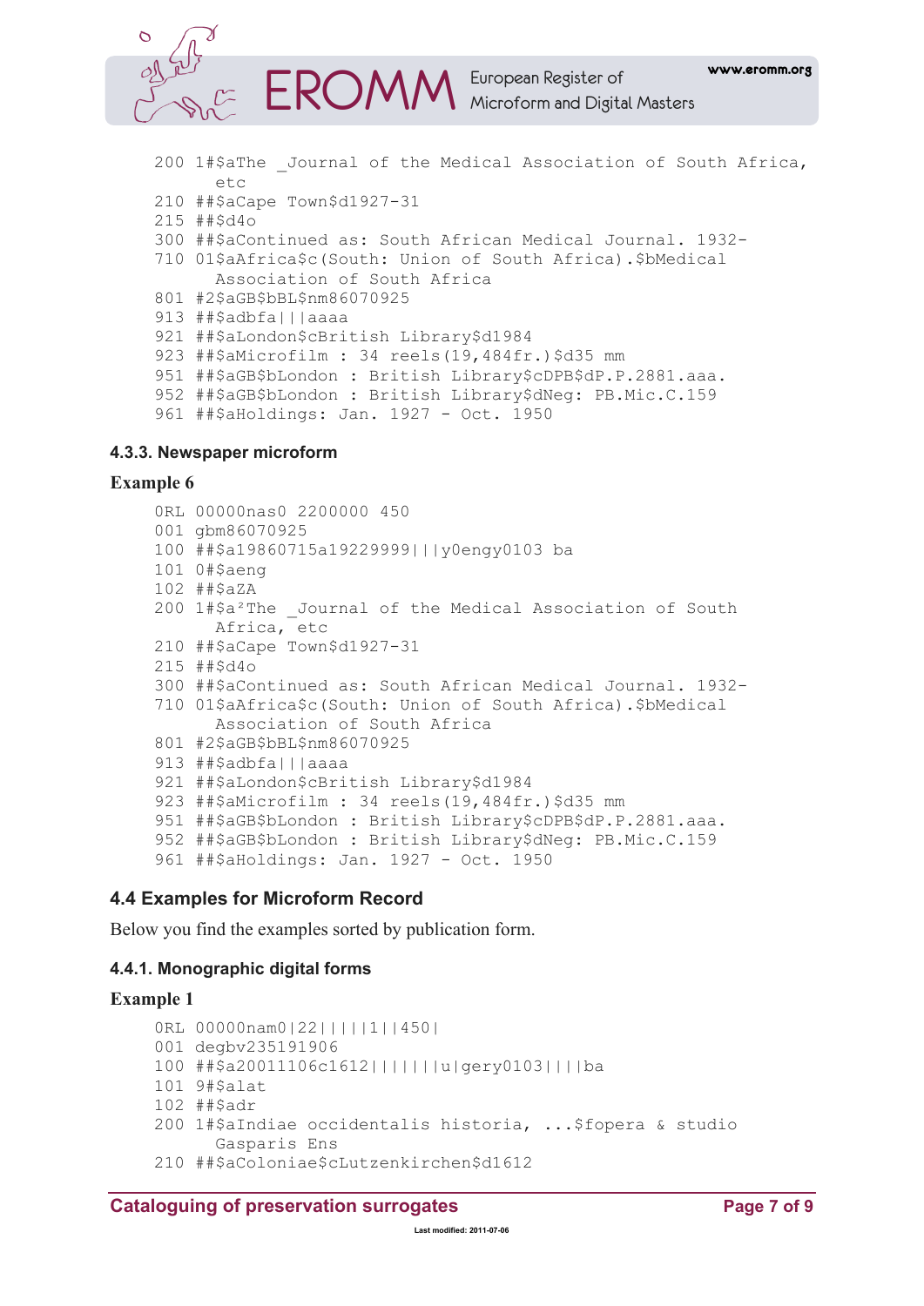```
200 1#$aThe _Journal of the Medical Association of South Africa,
      etc
210 ##$aCape Town$d1927-31
215 ##$d4o
300 ##$aContinued as: South African Medical Journal. 1932-
710 01$aAfrica$c(South: Union of South Africa).$bMedical
      Association of South Africa
801 #2$aGB$bBL$nm86070925
913 ##$adbfa|||aaaa
921 ##$aLondon$cBritish Library$d1984
923 ##$aMicrofilm : 34 reels(19,484fr.)$d35 mm
951 ##$aGB$bLondon : British Library$cDPB$dP.P.2881.aaa.
952 ##$aGB$bLondon : British Library$dNeg: PB.Mic.C.159
961 ##$aHoldings: Jan. 1927 - Oct. 1950
```

#### 4.3.3. Newspaper microform

**Example 6**

```
0RL 00000nas0 2200000 450
001 gbm86070925
100 ##$a19860715a19229999|||y0engy0103 ba
101 0#$aeng
102 ##$aZA
200 1#$a²The _Journal of the Medical Association of South
      Africa, etc
210 ##$aCape Town$d1927-31
215 ##$d4o
300 ##$aContinued as: South African Medical Journal. 1932-
710 01$aAfrica$c(South: Union of South Africa).$bMedical
      Association of South Africa
801 #2$aGB$bBL$nm86070925
913 ##$adbfa|||aaaa
921 ##$aLondon$cBritish Library$d1984
923 ##$aMicrofilm : 34 reels(19,484fr.)$d35 mm
951 ##$aGB$bLondon : British Library$cDPB$dP.P.2881.aaa.
952 ##$aGB$bLondon : British Library$dNeg: PB.Mic.C.159
961 ##$aHoldings: Jan. 1927 - Oct. 1950
```

### 4.4 Examples for Microform Record

Below you find the examples sorted by publication form.

#### 4.4.1. Monographic digital forms

**Example 1**

```
0RL 00000nam0|22|||||1||450|
001 degbv235191906
100 ##$a20011106c1612||||||u|gery0103||||ba
101 9#$alat
102 ##$adr
200 1#$aIndiae occidentalis historia, ...$fopera & studio
      Gasparis Ens
210 ##$aColoniae$cLutzenkirchen$d1612
```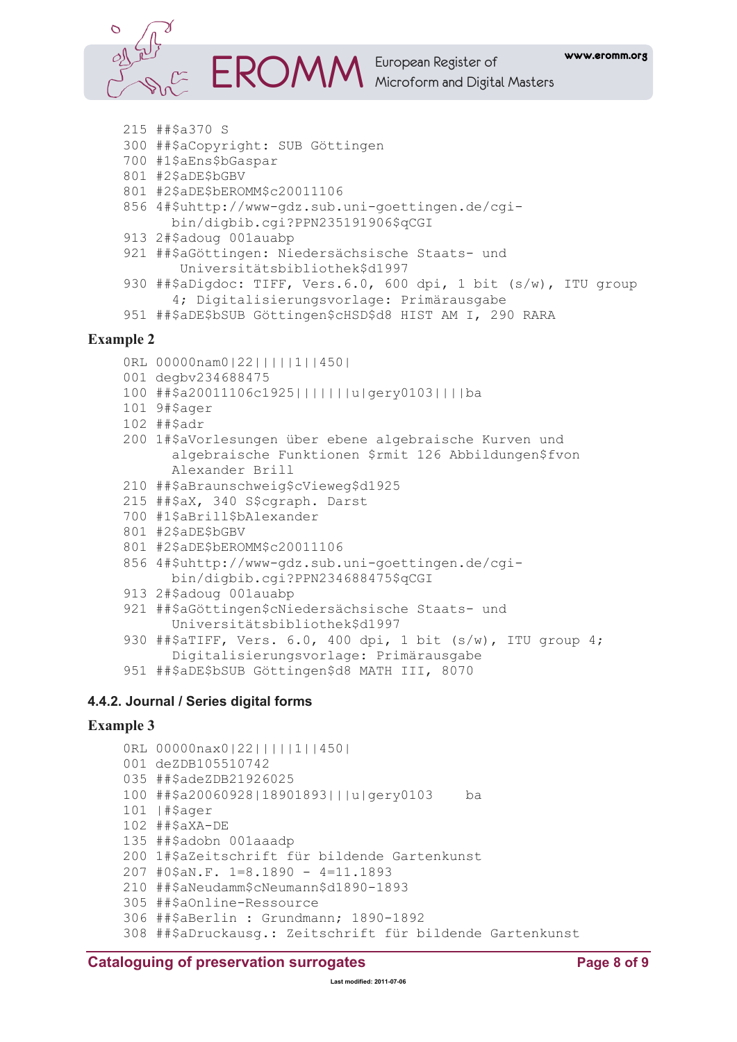```
215 ##$a370 S
300 ##$aCopyright: SUB Göttingen
700 #1$aEns$bGaspar
801 #2$aDE$bGBV
801 #2$aDE$bEROMM$c20011106
856 4#$uhttp://www-gdz.sub.uni-goettingen.de/cgi-
     bin/digbib.cgi?PPN235191906$qCGI
913 2#$adoug 001auabp
921 ##$aGöttingen: Niedersächsische Staats- und
      Universitätsbibliothek$d1997
930 ##$aDigdoc: TIFF, Vers.6.0, 600 dpi, 1 bit (s/w), ITU group
     4; Digitalisierungsvorlage: Primärausgabe
951 ##$aDE$bSUB Göttingen$cHSD$d8 HIST AM I, 290 RARA
```

**Example 2**

```
0RL 00000nam0|22||||1||450|
001 degbv234688475
100 ##$a20011106c1925||||||u|gery0103||||ba
101 9#$ager
102 ##$adr
200 1#$aVorlesungen über ebene algebraische Kurven und
     algebraische Funktionen $rmit 126 Abbildungen$fvon
     Alexander Brill
210 ##$aBraunschweig$cVieweg$d1925
215 ##$aX, 340 S$cgraph. Darst
700 #1$aBrill$bAlexander
801 #2$aDE$bGBV
801 #2$aDE$bEROMM$c20011106
856 4#$uhttp://www-gdz.sub.uni-goettingen.de/cgi-
     bin/digbib.cgi?PPN234688475$qCGI
913 2#$adoug 001auabp
921 ##$aGöttingen$cNiedersächsische Staats- und
     Universitätsbibliothek$d1997
930 ##$aTIFF, Vers. 6.0, 400 dpi, 1 bit (s/w), ITU group 4;
     Digitalisierungsvorlage: Primärausgabe
951 ##$aDE$bSUB Göttingen$d8 MATH III, 8070
```

### 4.4.2. Journal / Series digital forms

**Example 3**

```
0RL 00000nax0|22||||1||450|
001 deZDB105510742
035 ##$adeZDB21926025
100 ##$a20060928|18901893|||u|gery0103    ba
101 |#$ager
102 ##$aXA-DE
135 ##$adobn 001aaadp
200 1#$aZeitschrift für bildende Gartenkunst
207 #0$aN.F. 1=8.1890 - 4=11.1893
210 ##$aNeudamm$cNeumann$d1890-1893
305 ##$aOnline-Ressource
306 ##$aBerlin : Grundmann; 1890-1892
308 ##$aDruckausg.: Zeitschrift für bildende Gartenkunst
```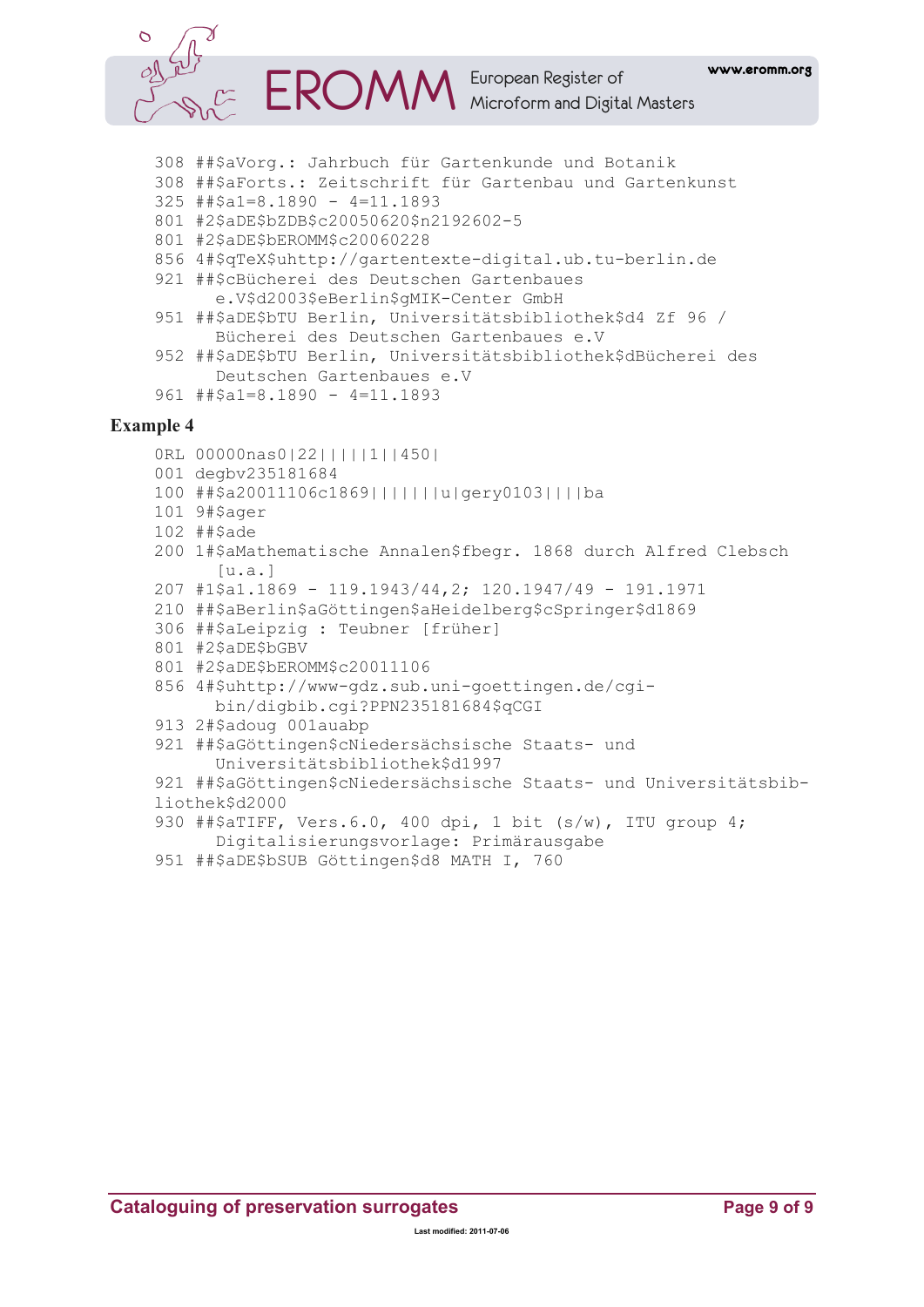```
308 ##$aVorg.: Jahrbuch für Gartenkunde und Botanik
308 ##$aForts.: Zeitschrift für Gartenbau und Gartenkunst
325 ##$a1=8.1890 - 4=11.1893
801 #2$aDE$bZDB$c20050620$n2192602-5
801 #2$aDE$bEROMM$c20060228
856 4#$qTeX$uhttp://gartentexte-digital.ub.tu-berlin.de
921 ##$cBücherei des Deutschen Gartenbaues
      e.V$d2003$eBerlin$gMIK-Center GmbH
951 ##$aDE$bTU Berlin, Universitätsbibliothek$d4 Zf 96 /
      Bücherei des Deutschen Gartenbaues e.V
952 ##$aDE$bTU Berlin, Universitätsbibliothek$dBücherei des
      Deutschen Gartenbaues e.V
961 ##$a1=8.1890 - 4=11.1893
```

**Example 4**

```
0RL 00000nas0|22||||1||450|
001 degbv235181684
100 ##$a20011106c1869||||||u|gery0103||||ba
101 9#$ager
102 ##$ade
200 1#$aMathematische Annalen$fbegr. 1868 durch Alfred Clebsch
      [u.a.]
207 #1$a1.1869 - 119.1943/44,2; 120.1947/49 - 191.1971
210 ##$aBerlin$aGöttingen$aHeidelberg$cSpringer$d1869
306 ##$aLeipzig : Teubner [früher]
801 #2$aDE$bGBV
801 #2$aDE$bEROMM$c20011106
856 4#$uhttp://www-gdz.sub.uni-goettingen.de/cgi-
      bin/digbib.cgi?PPN235181684$qCGI
913 2#$adoug 001auabp
921 ##$aGöttingen$cNiedersächsische Staats- und
      Universitätsbibliothek$d1997
921 ##$aGöttingen$cNiedersächsische Staats- und Universitätsbib-
liothek$d2000
930 ##$aTIFF, Vers.6.0, 400 dpi, 1 bit (s/w), ITU group 4;
      Digitalisierungsvorlage: Primärausgabe
951 ##$aDE$bSUB Göttingen$d8 MATH I, 760
```